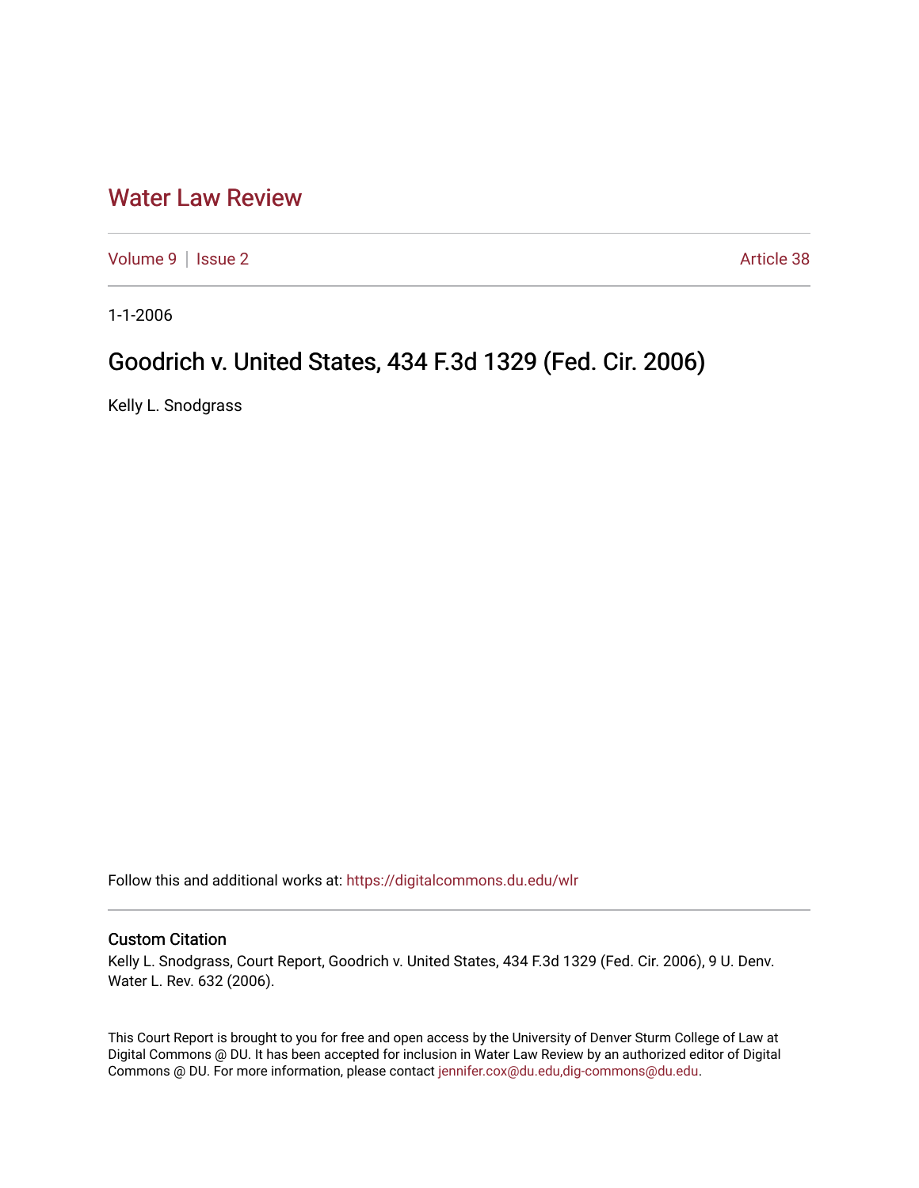# Water Law Review

Volume 9 | Issue 2 | Article 38

1-1-2006

## Goodrich v. United States, 434 F.3d 1329 (Fed. Cir. 2006)

Kelly L. Snodgrass

Follow this and additional works at: https://digitalcommons.du.edu/wlr

### Custom Citation

Kelly L. Snodgrass, Court Report, Goodrich v. United States, 434 F.3d 1329 (Fed. Cir. 2006), 9 U. Denv. Water L. Rev. 632 (2006).

This Court Report is brought to you for free and open access by the University of Denver Sturm College of Law at Digital Commons @ DU. It has been accepted for inclusion in Water Law Review by an authorized editor of Digital Commons @ DU. For more information, please contact jennifer.cox@du.edu,dig-commons@du.edu.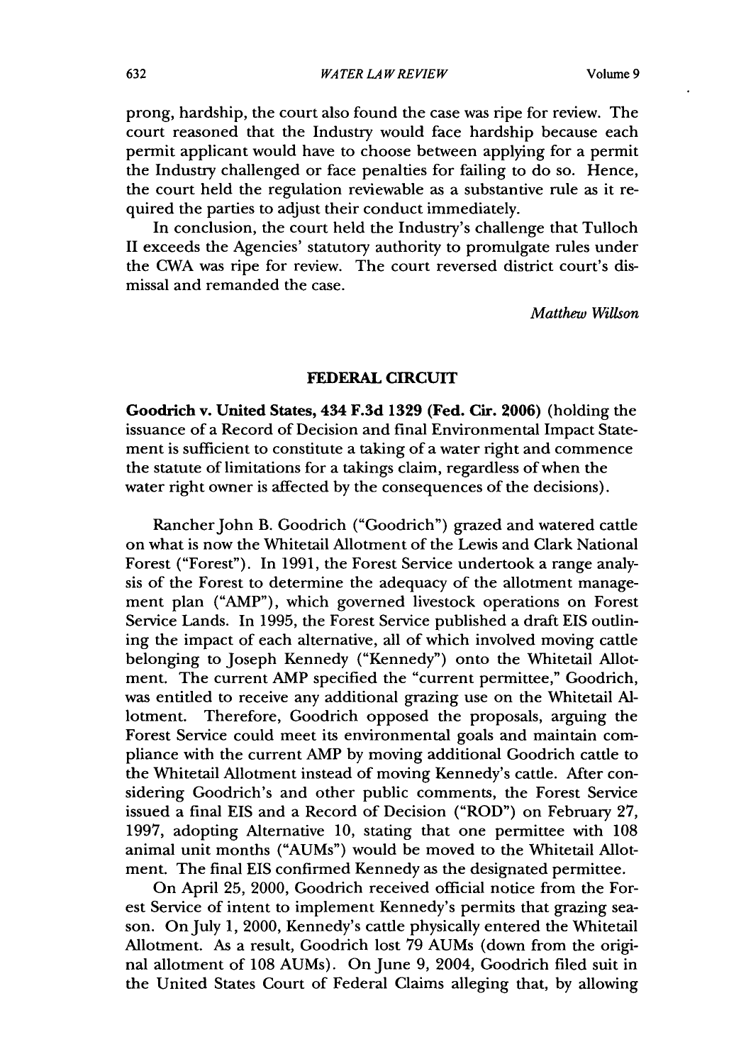prong, hardship, the court also found the case was ripe for review. The court reasoned that the Industry would face hardship because each permit applicant would have to choose between applying for a permit the Industry challenged or face penalties for failing to do so. Hence, the court held the regulation reviewable as a substantive rule as it required the parties to adjust their conduct immediately.

In conclusion, the court held the Industry's challenge that Tulloch II exceeds the Agencies' statutory authority to promulgate rules under the CWA was ripe for review. The court reversed district court's dismissal and remanded the case.

*Matthew Willson*

## FEDERAL CIRCUIT

**Goodrich v. United States, 434 F.3d 1329 (Fed. Cir. 2006)** (holding the issuance of a Record of Decision and final Environmental Impact Statement is sufficient to constitute a taking of a water right and commence the statute of limitations for a takings claim, regardless of when the water right owner is affected by the consequences of the decisions).

Rancher John B. Goodrich ("Goodrich") grazed and watered cattle on what is now the Whitetail Allotment of the Lewis and Clark National Forest ("Forest"). In 1991, the Forest Service undertook a range analysis of the Forest to determine the adequacy of the allotment management plan ("AMP"), which governed livestock operations on Forest Service Lands. In 1995, the Forest Service published a draft EIS outlining the impact of each alternative, all of which involved moving cattle belonging to Joseph Kennedy ("Kennedy") onto the Whitetail Allotment. The current AMP specified the "current permittee," Goodrich, was entitled to receive any additional grazing use on the Whitetail Allotment. Therefore, Goodrich opposed the proposals, arguing the Forest Service could meet its environmental goals and maintain compliance with the current AMP by moving additional Goodrich cattle to the Whitetail Allotment instead of moving Kennedy's cattle. After considering Goodrich's and other public comments, the Forest Service issued a final EIS and a Record of Decision ("ROD") on February 27, 1997, adopting Alternative 10, stating that one permittee with 108 animal unit months ("AUMs") would be moved to the Whitetail Allotment. The final EIS confirmed Kennedy as the designated permittee.

On April 25, 2000, Goodrich received official notice from the Forest Service of intent to implement Kennedy's permits that grazing season. On July 1, 2000, Kennedy's cattle physically entered the Whitetail Allotment. As a result, Goodrich lost 79 AUMs (down from the original allotment of 108 AUMs). On June 9, 2004, Goodrich filed suit in the United States Court of Federal Claims alleging that, by allowing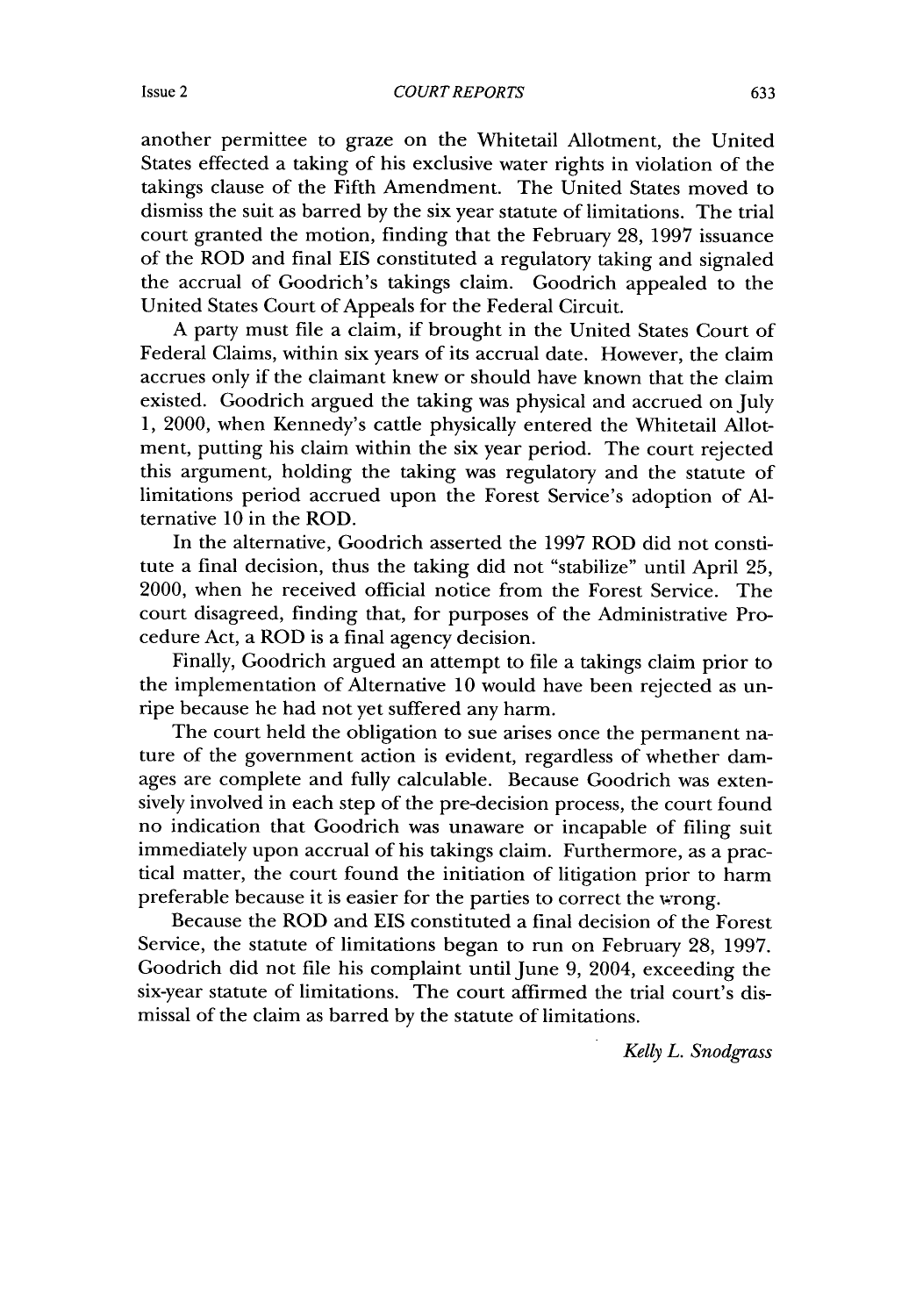another permittee to graze on the Whitetail Allotment, the United States effected a taking of his exclusive water rights in violation of the takings clause of the Fifth Amendment. The United States moved to dismiss the suit as barred by the six year statute of limitations. The trial court granted the motion, finding that the February 28, 1997 issuance of the ROD and final EIS constituted a regulatory taking and signaled the accrual of Goodrich's takings claim. Goodrich appealed to the United States Court of Appeals for the Federal Circuit.

A party must file a claim, if brought in the United States Court of Federal Claims, within six years of its accrual date. However, the claim accrues only if the claimant knew or should have known that the claim existed. Goodrich argued the taking was physical and accrued on July 1, 2000, when Kennedy's cattle physically entered the Whitetail Allotment, putting his claim within the six year period. The court rejected this argument, holding the taking was regulatory and the statute of limitations period accrued upon the Forest Service's adoption of Alternative 10 in the ROD.

In the alternative, Goodrich asserted the 1997 ROD did not constitute a final decision, thus the taking did not "stabilize" until April 25, 2000, when he received official notice from the Forest Service. The court disagreed, finding that, for purposes of the Administrative Procedure Act, a ROD is a final agency decision.

Finally, Goodrich argued an attempt to file a takings claim prior to the implementation of Alternative 10 would have been rejected as unripe because he had not yet suffered any harm.

The court held the obligation to sue arises once the permanent nature of the government action is evident, regardless of whether damages are complete and fully calculable. Because Goodrich was extensively involved in each step of the pre-decision process, the court found no indication that Goodrich was unaware or incapable of filing suit immediately upon accrual of his takings claim. Furthermore, as a practical matter, the court found the initiation of litigation prior to harm preferable because it is easier for the parties to correct the wrong.

Because the ROD and EIS constituted a final decision of the Forest Service, the statute of limitations began to run on February 28, 1997. Goodrich did not file his complaint until June 9, 2004, exceeding the six-year statute of limitations. The court affirmed the trial court's dismissal of the claim as barred by the statute of limitations.

*Kelly L. Snodgrass*